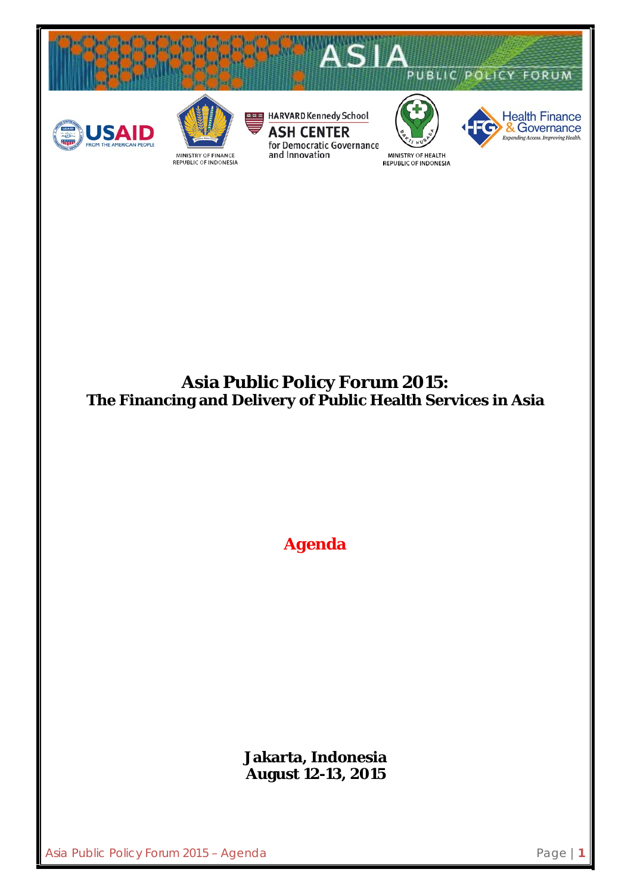# Asia Public Policy Forum 2015:
## The Financing and Delivery of Public Health Services in Asia

**Agenda**

**Jakarta, Indonesia**
**August 12-13, 2015**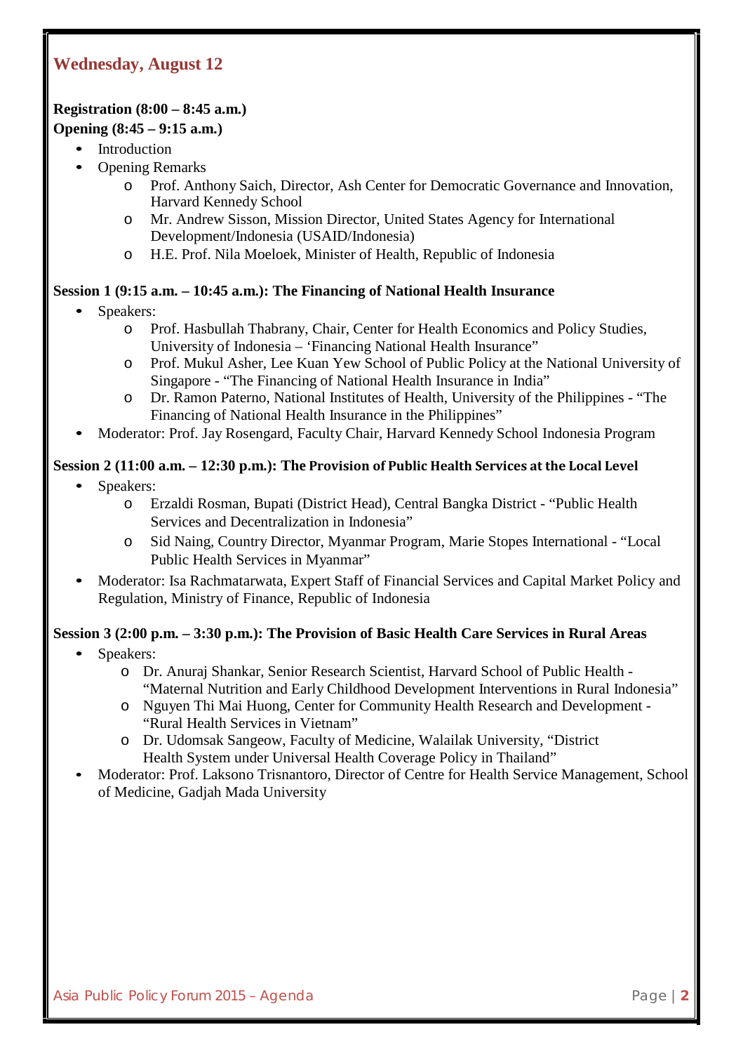## Wednesday, August 12

**Registration (8:00 – 8:45 a.m.)**
**Opening (8:45 – 9:15 a.m.)**

- Introduction
- Opening Remarks
    - Prof. Anthony Saich, Director, Ash Center for Democratic Governance and Innovation, Harvard Kennedy School
    - Mr. Andrew Sisson, Mission Director, United States Agency for International Development/Indonesia (USAID/Indonesia)
    - H.E. Prof. Nila Moeloek, Minister of Health, Republic of Indonesia

**Session 1 (9:15 a.m. – 10:45 a.m.): The Financing of National Health Insurance**

- Speakers:
    - Prof. Hasbullah Thabrany, Chair, Center for Health Economics and Policy Studies, University of Indonesia – 'Financing National Health Insurance"
    - Prof. Mukul Asher, Lee Kuan Yew School of Public Policy at the National University of Singapore - "The Financing of National Health Insurance in India"
    - Dr. Ramon Paterno, National Institutes of Health, University of the Philippines - "The Financing of National Health Insurance in the Philippines"
- Moderator: Prof. Jay Rosengard, Faculty Chair, Harvard Kennedy School Indonesia Program

**Session 2 (11:00 a.m. – 12:30 p.m.): The Provision of Public Health Services at the Local Level**

- Speakers:
    - Erzaldi Rosman, Bupati (District Head), Central Bangka District - "Public Health Services and Decentralization in Indonesia"
    - Sid Naing, Country Director, Myanmar Program, Marie Stopes International - "Local Public Health Services in Myanmar"
- Moderator: Isa Rachmatarwata, Expert Staff of Financial Services and Capital Market Policy and Regulation, Ministry of Finance, Republic of Indonesia

**Session 3 (2:00 p.m. – 3:30 p.m.): The Provision of Basic Health Care Services in Rural Areas**

- Speakers:
    - Dr. Anuraj Shankar, Senior Research Scientist, Harvard School of Public Health - "Maternal Nutrition and Early Childhood Development Interventions in Rural Indonesia"
    - Nguyen Thi Mai Huong, Center for Community Health Research and Development - "Rural Health Services in Vietnam"
    - Dr. Udomsak Sangeow, Faculty of Medicine, Walailak University, "District Health System under Universal Health Coverage Policy in Thailand"
- Moderator: Prof. Laksono Trisnantoro, Director of Centre for Health Service Management, School of Medicine, Gadjah Mada University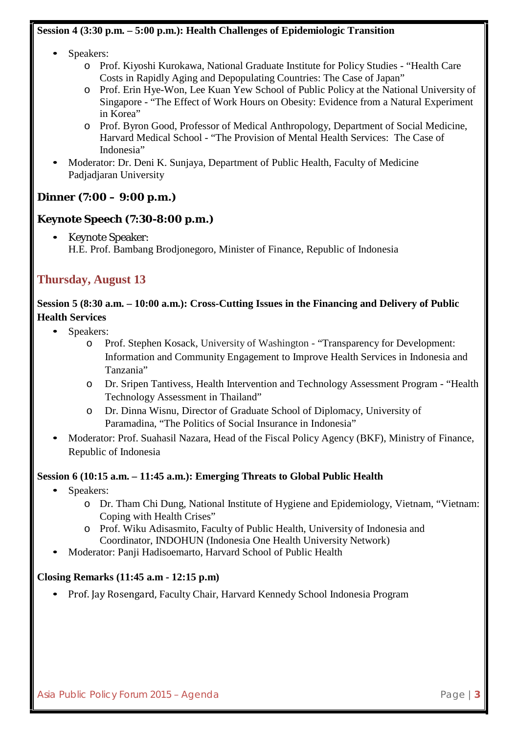**Session 4 (3:30 p.m. – 5:00 p.m.): Health Challenges of Epidemiologic Transition**

- Speakers:
  - Prof. Kiyoshi Kurokawa, National Graduate Institute for Policy Studies - "Health Care Costs in Rapidly Aging and Depopulating Countries: The Case of Japan"
  - Prof. Erin Hye-Won, Lee Kuan Yew School of Public Policy at the National University of Singapore - "The Effect of Work Hours on Obesity: Evidence from a Natural Experiment in Korea"
  - Prof. Byron Good, Professor of Medical Anthropology, Department of Social Medicine, Harvard Medical School - "The Provision of Mental Health Services: The Case of Indonesia"
- Moderator: Dr. Deni K. Sunjaya, Department of Public Health, Faculty of Medicine Padjadjaran University

### Dinner (7:00 – 9:00 p.m.)

### Keynote Speech (7:30-8:00 p.m.)

- Keynote Speaker:
  H.E. Prof. Bambang Brodjonegoro, Minister of Finance, Republic of Indonesia

## Thursday, August 13

**Session 5 (8:30 a.m. – 10:00 a.m.): Cross-Cutting Issues in the Financing and Delivery of Public Health Services**

- Speakers:
  - Prof. Stephen Kosack, University of Washington - "Transparency for Development: Information and Community Engagement to Improve Health Services in Indonesia and Tanzania"
  - Dr. Sripen Tantivess, Health Intervention and Technology Assessment Program - "Health Technology Assessment in Thailand"
  - Dr. Dinna Wisnu, Director of Graduate School of Diplomacy, University of Paramadina, "The Politics of Social Insurance in Indonesia"
- Moderator: Prof. Suahasil Nazara, Head of the Fiscal Policy Agency (BKF), Ministry of Finance, Republic of Indonesia

**Session 6 (10:15 a.m. – 11:45 a.m.): Emerging Threats to Global Public Health**

- Speakers:
  - Dr. Tham Chi Dung, National Institute of Hygiene and Epidemiology, Vietnam, "Vietnam: Coping with Health Crises"
  - Prof. Wiku Adisasmito, Faculty of Public Health, University of Indonesia and Coordinator, INDOHUN (Indonesia One Health University Network)
- Moderator: Panji Hadisoemarto, Harvard School of Public Health

**Closing Remarks (11:45 a.m - 12:15 p.m)**

- Prof. Jay Rosengard, Faculty Chair, Harvard Kennedy School Indonesia Program